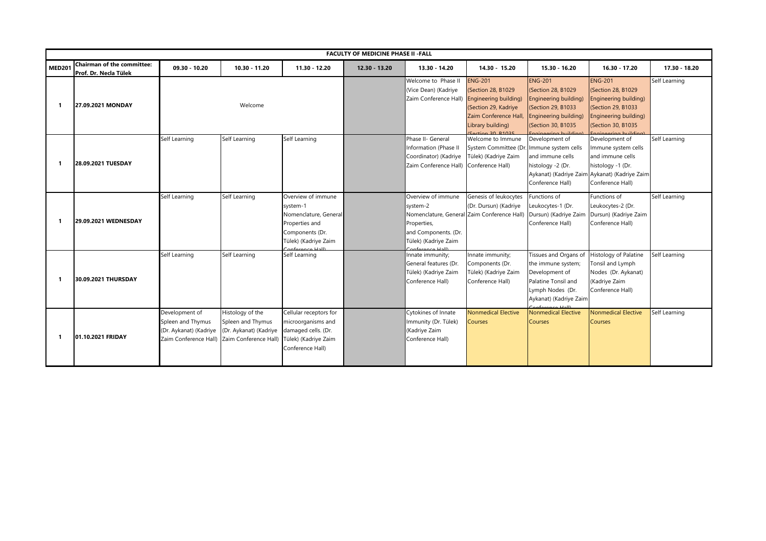| FACULTY OF MEDICINE PHASE II -FALL | | | | | | | | | | |
|---|---|---|---|---|---|---|---|---|---|---|
| **MED201** | **Chairman of the committee: Prof. Dr. Necla Tülek** | **09.30 - 10.20** | **10.30 - 11.20** | **11.30 - 12.20** | **12.30 - 13.20** | **13.30 - 14.20** | **14.30 - 15.20** | **15.30 - 16.20** | **16.30 - 17.20** | **17.30 - 18.20** |
| 1 | **27.09.2021 MONDAY** | Welcome | | | | Welcome to Phase II (Vice Dean) (Kadriye Zaim Conference Hall) | ENG-201 (Section 28, B1029 Engineering building) (Section 29, Kadriye Zaim Conference Hall, Library building) (Section 30, B1035 | ENG-201 (Section 28, B1029 Engineering building) (Section 29, B1033 Engineering building) (Section 30, B1035 Engineering building) | ENG-201 (Section 28, B1029 Engineering building) (Section 29, B1033 Engineering building) (Section 30, B1035 Engineering building) | Self Learning |
| 1 | **28.09.2021 TUESDAY** | Self Learning | Self Learning | Self Learning | | Phase II- General Information (Phase II Coordinator) (Kadriye Zaim Conference Hall) | Welcome to Immune System Committee (Dr. Tülek) (Kadriye Zaim Conference Hall) | Development of Immune system cells and immune cells histology -2 (Dr. Aykanat) (Kadriye Zaim Conference Hall) | Development of Immune system cells and immune cells histology -1 (Dr. Aykanat) (Kadriye Zaim Conference Hall) | Self Learning |
| 1 | **29.09.2021 WEDNESDAY** | Self Learning | Self Learning | Overview of immune system-1 Nomenclature, General Properties and Components (Dr. Tülek) (Kadriye Zaim Conference Hall) | | Overview of immune system-2 Nomenclature, General Properties, and Components. (Dr. Tülek) (Kadriye Zaim Conference Hall) | Genesis of leukocytes (Dr. Dursun) (Kadriye Zaim Conference Hall) | Functions of Leukocytes-1 (Dr. Dursun) (Kadriye Zaim Conference Hall) | Functions of Leukocytes-2 (Dr. Dursun) (Kadriye Zaim Conference Hall) | Self Learning |
| 1 | **30.09.2021 THURSDAY** | Self Learning | Self Learning | Self Learning | | Innate immunity; General features (Dr. Tülek) (Kadriye Zaim Conference Hall) | Innate immunity; Components (Dr. Tülek) (Kadriye Zaim Conference Hall) | Tissues and Organs of the immune system; Development of Palatine Tonsil and Lymph Nodes (Dr. Aykanat) (Kadriye Zaim Conference Hall) | Histology of Palatine Tonsil and Lymph Nodes (Dr. Aykanat) (Kadriye Zaim Conference Hall) | Self Learning |
| 1 | **01.10.2021 FRIDAY** | Development of Spleen and Thymus (Dr. Aykanat) (Kadriye Zaim Conference Hall) | Histology of the Spleen and Thymus (Dr. Aykanat) (Kadriye Zaim Conference Hall) | Cellular receptors for microorganisms and damaged cells. (Dr. Tülek) (Kadriye Zaim Conference Hall) | | Cytokines of Innate Immunity (Dr. Tülek) (Kadriye Zaim Conference Hall) | Nonmedical Elective Courses | Nonmedical Elective Courses | Nonmedical Elective Courses | Self Learning |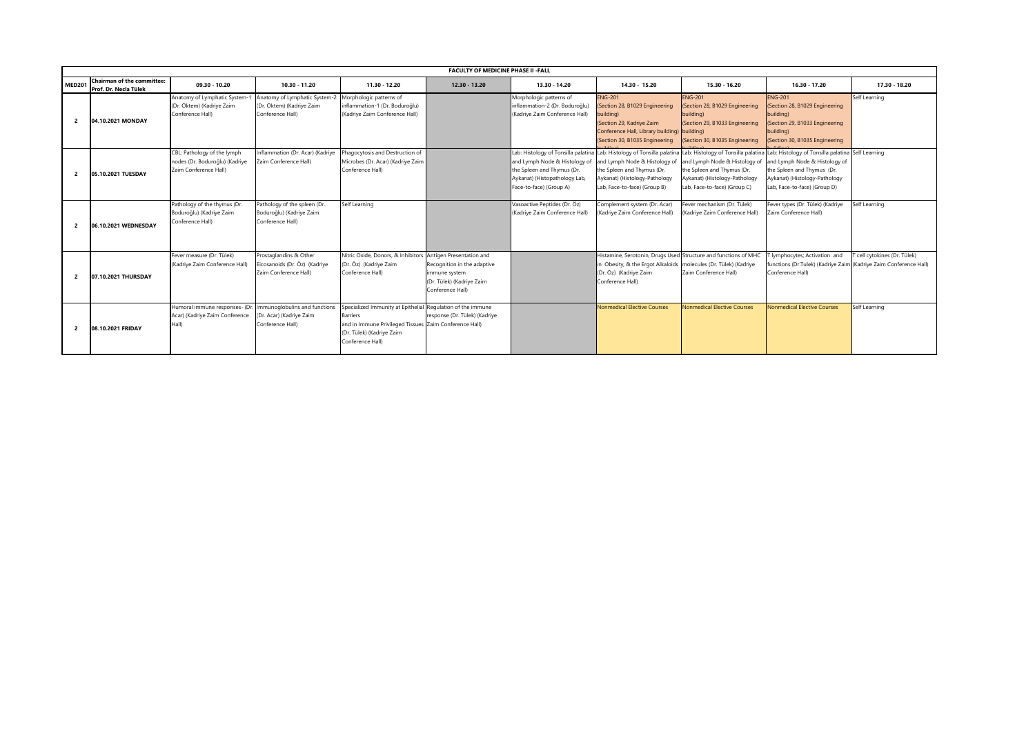| FACULTY OF MEDICINE PHASE II -FALL | | | | | | | | | | |
|---|---|---|---|---|---|---|---|---|---|---|
| MED201 | Chairman of the committee: Prof. Dr. Necla Tülek | 09.30 - 10.20 | 10.30 - 11.20 | 11.30 - 12.20 | 12.30 - 13.20 | 13.30 - 14.20 | 14.30 - 15.20 | 15.30 - 16.20 | 16.30 - 17.20 | 17.30 - 18.20 |
| 2 | 04.10.2021 MONDAY | Anatomy of Lymphatic System-1 (Dr. Öktem) (Kadriye Zaim Conference Hall) | Anatomy of Lymphatic System-2 (Dr. Öktem) (Kadriye Zaim Conference Hall) | Morphologic patterns of inflammation-1 (Dr. Boduroğlu) (Kadriye Zaim Conference Hall) | | Morphologic patterns of inflammation-2 (Dr. Boduroğlu) (Kadriye Zaim Conference Hall) | ENG-201 (Section 28, B1029 Engineering building) (Section 29, Kadriye Zaim Conference Hall, Library building) (Section 30, B1035 Engineering building) | ENG-201 (Section 28, B1029 Engineering building) (Section 29, B1033 Engineering building) (Section 30, B1035 Engineering building) | ENG-201 (Section 28, B1029 Engineering building) (Section 29, B1033 Engineering building) (Section 30, B1035 Engineering building) | Self Learning |
| 2 | 05.10.2021 TUESDAY | CBL: Pathology of the lymph nodes (Dr. Boduroğlu) (Kadriye Zaim Conference Hall) | Inflammation (Dr. Acar) (Kadriye Zaim Conference Hall) | Phagocytosis and Destruction of Microbes (Dr. Acar) (Kadriye Zaim Conference Hall) | | Lab: Histology of Tonsilla palatina and Lymph Node & Histology of the Spleen and Thymus (Dr. Aykanat) (Histopathology Lab, Face-to-face) (Group A) | Lab: Histology of Tonsilla palatina and Lymph Node & Histology of the Spleen and Thymus (Dr. Aykanat) (Histology-Pathology Lab, Face-to-face) (Group B) | Lab: Histology of Tonsilla palatina and Lymph Node & Histology of the Spleen and Thymus (Dr. Aykanat) (Histology-Pathology Lab, Face-to-face) (Group C) | Lab: Histology of Tonsilla palatina and Lymph Node & Histology of the Spleen and Thymus (Dr. Aykanat) (Histology-Pathology Lab, Face-to-face) (Group D) | Self Learning |
| 2 | 06.10.2021 WEDNESDAY | Pathology of the thymus (Dr. Boduroğlu) (Kadriye Zaim Conference Hall) | Pathology of the spleen (Dr. Boduroğlu) (Kadriye Zaim Conference Hall) | Self Learning | | Vasoactive Peptides (Dr. Öz) (Kadriye Zaim Conference Hall) | Complement system (Dr. Acar) (Kadriye Zaim Conference Hall) | Fever mechanism (Dr. Tülek) (Kadriye Zaim Conference Hall) | Fever types (Dr. Tülek) (Kadriye Zaim Conference Hall) | Self Learning |
| 2 | 07.10.2021 THURSDAY | Fever measure (Dr. Tülek) (Kadriye Zaim Conference Hall) | Prostaglandins & Other Eicosanoids (Dr. Öz) (Kadriye Zaim Conference Hall) | Nitric Oxide, Donors, & Inhibitors (Dr. Öz) (Kadriye Zaim Conference Hall) | Antigen Presentation and Recognition in the adaptive immune system (Dr. Tülek) (Kadriye Zaim Conference Hall) | | Histamine, Serotonin, Drugs Used in Obesity, & the Ergot Alkaloids (Dr. Öz) (Kadriye Zaim Conference Hall) | Structure and functions of MHC molecules (Dr. Tülek) (Kadriye Zaim Conference Hall) | T lymphocytes; Activation and functions (Dr.Tulek) (Kadriye Zaim Conference Hall) | T cell cytokines (Dr. Tülek) (Kadriye Zaim Conference Hall) |
| 2 | 08.10.2021 FRIDAY | Humoral immune responses- (Dr. Acar) (Kadriye Zaim Conference Hall) | Immunoglobulins and functions (Dr. Acar) (Kadriye Zaim Conference Hall) | Specialized Immunity at Epithelial Barriers and in Immune Privileged Tissues (Dr. Tülek) (Kadriye Zaim Conference Hall) | Regulation of the immune response (Dr. Tülek) (Kadriye Zaim Conference Hall) | | Nonmedical Elective Courses | Nonmedical Elective Courses | Nonmedical Elective Courses | Self Learning |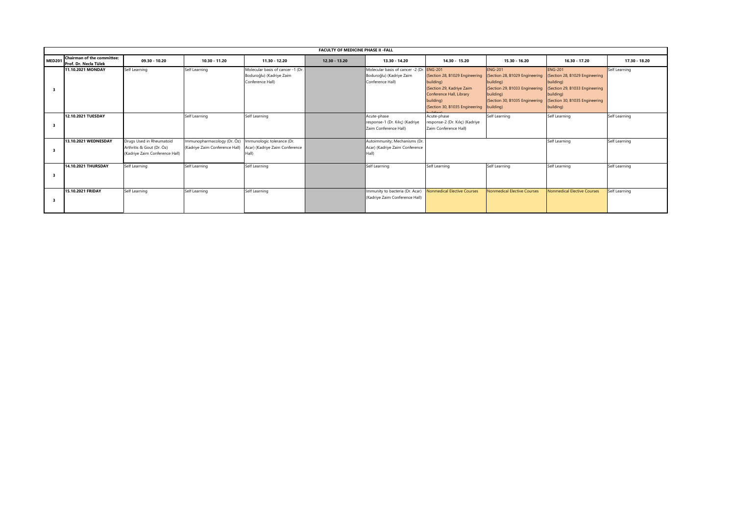| FACULTY OF MEDICINE PHASE II -FALL | | | | | | | | | | |
|---|---|---|---|---|---|---|---|---|---|---|
| **MED201** | **Chairman of the committee: Prof. Dr. Necla Tülek** | **09.30 - 10.20** | **10.30 - 11.20** | **11.30 - 12.20** | **12.30 - 13.20** | **13.30 - 14.20** | **14.30 - 15.20** | **15.30 - 16.20** | **16.30 - 17.20** | **17.30 - 18.20** |
| 3 | **11.10.2021 MONDAY** | Self Learning | Self Learning | Molecular basis of cancer -1 (Dr. Boduroğlu) (Kadriye Zaim Conference Hall) | | Molecular basis of cancer -2 (Dr. Boduroğlu) (Kadriye Zaim Conference Hall) | ENG-201 (Section 28, B1029 Engineering building) (Section 29, Kadriye Zaim Conference Hall, Library building) (Section 30, B1035 Engineering building) | ENG-201 (Section 28, B1029 Engineering building) (Section 29, B1033 Engineering building) (Section 30, B1035 Engineering building) | ENG-201 (Section 28, B1029 Engineering building) (Section 29, B1033 Engineering building) (Section 30, B1035 Engineering building) | Self Learning |
| 3 | **12.10.2021 TUESDAY** | | Self Learning | Self Learning | | Acute-phase response-1 (Dr. Kılıç) (Kadriye Zaim Conference Hall) | Acute-phase response-2 (Dr. Kılıç) (Kadriye Zaim Conference Hall) | Self Learning | Self Learning | Self Learning |
| 3 | **13.10.2021 WEDNESDAY** | Drugs Used in Rheumatoid Arthritis & Gout (Dr. Öz) (Kadriye Zaim Conference Hall) | Immunopharmacology (Dr. Öz) (Kadriye Zaim Conference Hall) | Immunologic tolerance (Dr. Acar) (Kadriye Zaim Conference Hall) | | Autoimmunity; Mechanisms (Dr. Acar) (Kadriye Zaim Conference Hall) | | | Self Learning | Self Learning |
| 3 | **14.10.2021 THURSDAY** | Self Learning | Self Learning | Self Learning | | Self Learning | Self Learning | Self Learning | Self Learning | Self Learning |
| 3 | **15.10.2021 FRIDAY** | Self Learning | Self Learning | Self Learning | | Immunity to bacteria (Dr. Acar) (Kadriye Zaim Conference Hall) | Nonmedical Elective Courses | Nonmedical Elective Courses | Nonmedical Elective Courses | Self Learning |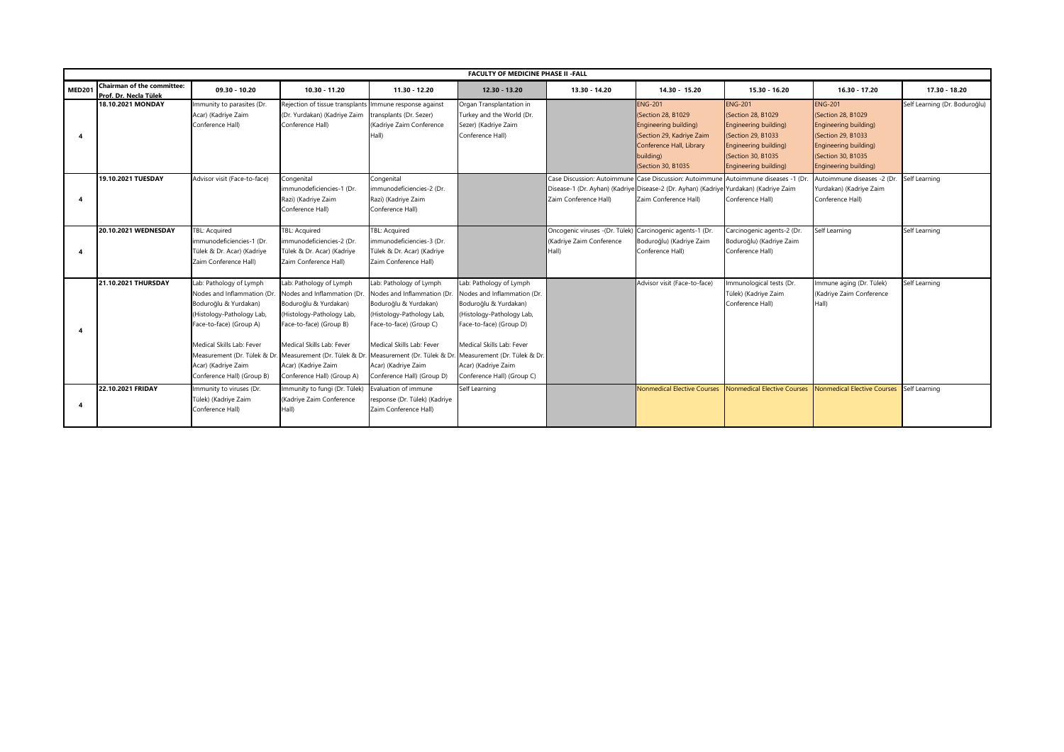| FACULTY OF MEDICINE PHASE II -FALL | | | | | | | | | | |
|---|---|---|---|---|---|---|---|---|---|---|
| **MED201** | **Chairman of the committee: Prof. Dr. Necla Tülek** | **09.30 - 10.20** | **10.30 - 11.20** | **11.30 - 12.20** | **12.30 - 13.20** | **13.30 - 14.20** | **14.30 - 15.20** | **15.30 - 16.20** | **16.30 - 17.20** | **17.30 - 18.20** |
| **4** | **18.10.2021 MONDAY** | Immunity to parasites (Dr. Acar) (Kadriye Zaim Conference Hall) | Rejection of tissue transplants (Dr. Yurdakan) (Kadriye Zaim Conference Hall) | Immune response against transplants (Dr. Sezer) (Kadriye Zaim Conference Hall) | Organ Transplantation in Turkey and the World (Dr. Sezer) (Kadriye Zaim Conference Hall) | | ENG-201 (Section 28, B1029 Engineering building) (Section 29, Kadriye Zaim Conference Hall, Library building) (Section 30, B1035 | ENG-201 (Section 28, B1029 Engineering building) (Section 29, B1033 Engineering building) (Section 30, B1035 Engineering building) | ENG-201 (Section 28, B1029 Engineering building) (Section 29, B1033 Engineering building) (Section 30, B1035 Engineering building) | Self Learning (Dr. Boduroğlu) |
| **4** | **19.10.2021 TUESDAY** | Advisor visit (Face-to-face) | Congenital immunodeficiencies-1 (Dr. Razi) (Kadriye Zaim Conference Hall) | Congenital immunodeficiencies-2 (Dr. Razi) (Kadriye Zaim Conference Hall) | | Case Discussion: Autoimmune Disease-1 (Dr. Ayhan) (Kadriye Zaim Conference Hall) | Case Discussion: Autoimmune Disease-2 (Dr. Ayhan) (Kadriye Zaim Conference Hall) | Autoimmune diseases -1 (Dr. Yurdakan) (Kadriye Zaim Conference Hall) | Autoimmune diseases -2 (Dr. Yurdakan) (Kadriye Zaim Conference Hall) | Self Learning |
| **4** | **20.10.2021 WEDNESDAY** | TBL: Acquired immunodeficiencies-1 (Dr. Tülek & Dr. Acar) (Kadriye Zaim Conference Hall) | TBL: Acquired immunodeficiencies-2 (Dr. Tülek & Dr. Acar) (Kadriye Zaim Conference Hall) | TBL: Acquired immunodeficiencies-3 (Dr. Tülek & Dr. Acar) (Kadriye Zaim Conference Hall) | | Oncogenic viruses -(Dr. Tülek) (Kadriye Zaim Conference Hall) | Carcinogenic agents-1 (Dr. Boduroğlu) (Kadriye Zaim Conference Hall) | Carcinogenic agents-2 (Dr. Boduroğlu) (Kadriye Zaim Conference Hall) | Self Learning | Self Learning |
| **4** | **21.10.2021 THURSDAY** | Lab: Pathology of Lymph Nodes and Inflammation (Dr. Boduroğlu & Yurdakan) (Histology-Pathology Lab, Face-to-face) (Group A)<br><br>Medical Skills Lab: Fever Measurement (Dr. Tülek & Dr. Acar) (Kadriye Zaim Conference Hall) (Group B) | Lab: Pathology of Lymph Nodes and Inflammation (Dr. Boduroğlu & Yurdakan) (Histology-Pathology Lab, Face-to-face) (Group B)<br><br>Medical Skills Lab: Fever Measurement (Dr. Tülek & Dr. Acar) (Kadriye Zaim Conference Hall) (Group A) | Lab: Pathology of Lymph Nodes and Inflammation (Dr. Boduroğlu & Yurdakan) (Histology-Pathology Lab, Face-to-face) (Group C)<br><br>Medical Skills Lab: Fever Measurement (Dr. Tülek & Dr. Acar) (Kadriye Zaim Conference Hall) (Group D) | Lab: Pathology of Lymph Nodes and Inflammation (Dr. Boduroğlu & Yurdakan) (Histology-Pathology Lab, Face-to-face) (Group D)<br><br>Medical Skills Lab: Fever Measurement (Dr. Tülek & Dr. Acar) (Kadriye Zaim Conference Hall) (Group C) | | Advisor visit (Face-to-face) | Immunological tests (Dr. Tülek) (Kadriye Zaim Conference Hall) | Immune aging (Dr. Tülek) (Kadriye Zaim Conference Hall) | Self Learning |
| **4** | **22.10.2021 FRIDAY** | Immunity to viruses (Dr. Tülek) (Kadriye Zaim Conference Hall) | Immunity to fungi (Dr. Tülek) (Kadriye Zaim Conference Hall) | Evaluation of immune response (Dr. Tülek) (Kadriye Zaim Conference Hall) | Self Learning | | Nonmedical Elective Courses | Nonmedical Elective Courses | Nonmedical Elective Courses | Self Learning |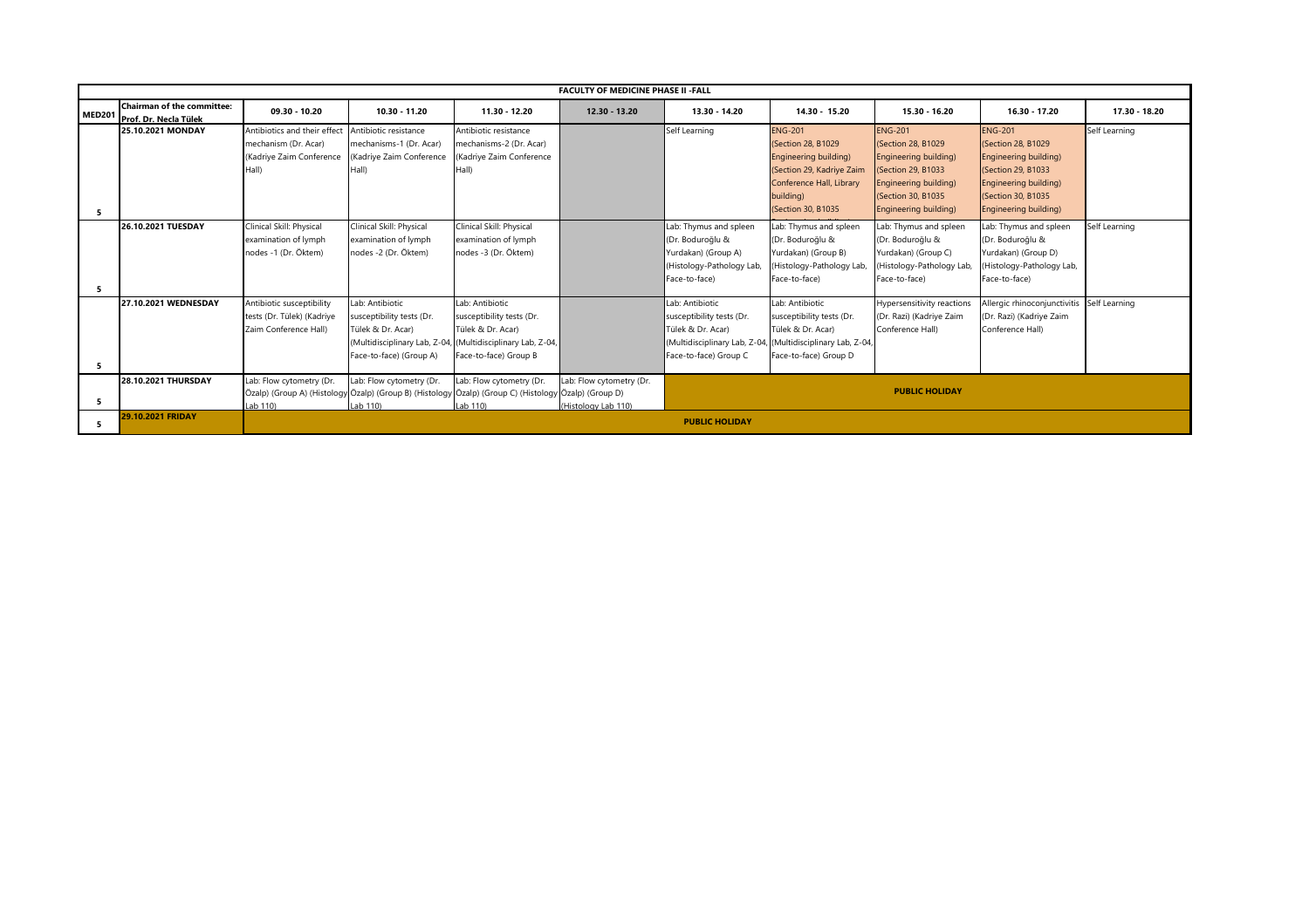| FACULTY OF MEDICINE PHASE II -FALL | | | | | | | | | | |
|---|---|---|---|---|---|---|---|---|---|---|
| **MED201** | **Chairman of the committee: Prof. Dr. Necla Tülek** | **09.30 - 10.20** | **10.30 - 11.20** | **11.30 - 12.20** | **12.30 - 13.20** | **13.30 - 14.20** | **14.30 - 15.20** | **15.30 - 16.20** | **16.30 - 17.20** | **17.30 - 18.20** |
| 5 | **25.10.2021 MONDAY** | Antibiotics and their effect mechanism (Dr. Acar) (Kadriye Zaim Conference Hall) | Antibiotic resistance mechanisms-1 (Dr. Acar) (Kadriye Zaim Conference Hall) | Antibiotic resistance mechanisms-2 (Dr. Acar) (Kadriye Zaim Conference Hall) | | Self Learning | ENG-201 (Section 28, B1029 Engineering building) (Section 29, Kadriye Zaim Conference Hall, Library building) (Section 30, B1035 | ENG-201 (Section 28, B1029 Engineering building) (Section 29, B1033 Engineering building) (Section 30, B1035 Engineering building) | ENG-201 (Section 28, B1029 Engineering building) (Section 29, B1033 Engineering building) (Section 30, B1035 Engineering building) | Self Learning |
| 5 | **26.10.2021 TUESDAY** | Clinical Skill: Physical examination of lymph nodes -1 (Dr. Öktem) | Clinical Skill: Physical examination of lymph nodes -2 (Dr. Öktem) | Clinical Skill: Physical examination of lymph nodes -3 (Dr. Öktem) | | Lab: Thymus and spleen (Dr. Boduroğlu & Yurdakan) (Group A) (Histology-Pathology Lab, Face-to-face) | Lab: Thymus and spleen (Dr. Boduroğlu & Yurdakan) (Group B) (Histology-Pathology Lab, Face-to-face) | Lab: Thymus and spleen (Dr. Boduroğlu & Yurdakan) (Group C) (Histology-Pathology Lab, Face-to-face) | Lab: Thymus and spleen (Dr. Boduroğlu & Yurdakan) (Group D) (Histology-Pathology Lab, Face-to-face) | Self Learning |
| 5 | **27.10.2021 WEDNESDAY** | Antibiotic susceptibility tests (Dr. Tülek) (Kadriye Zaim Conference Hall) | Lab: Antibiotic susceptibility tests (Dr. Tülek & Dr. Acar) (Multidisciplinary Lab, Z-04, Face-to-face) (Group A) | Lab: Antibiotic susceptibility tests (Dr. Tülek & Dr. Acar) (Multidisciplinary Lab, Z-04, Face-to-face) Group B | | Lab: Antibiotic susceptibility tests (Dr. Tülek & Dr. Acar) (Multidisciplinary Lab, Z-04, Face-to-face) Group C | Lab: Antibiotic susceptibility tests (Dr. Tülek & Dr. Acar) (Multidisciplinary Lab, Z-04, Face-to-face) Group D | Hypersensitivity reactions (Dr. Razi) (Kadriye Zaim Conference Hall) | Allergic rhinoconjunctivitis (Dr. Razi) (Kadriye Zaim Conference Hall) | Self Learning |
| 5 | **28.10.2021 THURSDAY** | Lab: Flow cytometry (Dr. Özalp) (Group A) (Histology Lab 110) | Lab: Flow cytometry (Dr. Özalp) (Group B) (Histology Lab 110) | Lab: Flow cytometry (Dr. Özalp) (Group C) (Histology Lab 110) | Lab: Flow cytometry (Dr. Özalp) (Group D) (Histology Lab 110) | **PUBLIC HOLIDAY** | | | | |
| 5 | **29.10.2021 FRIDAY** | **PUBLIC HOLIDAY** | | | | | | | | |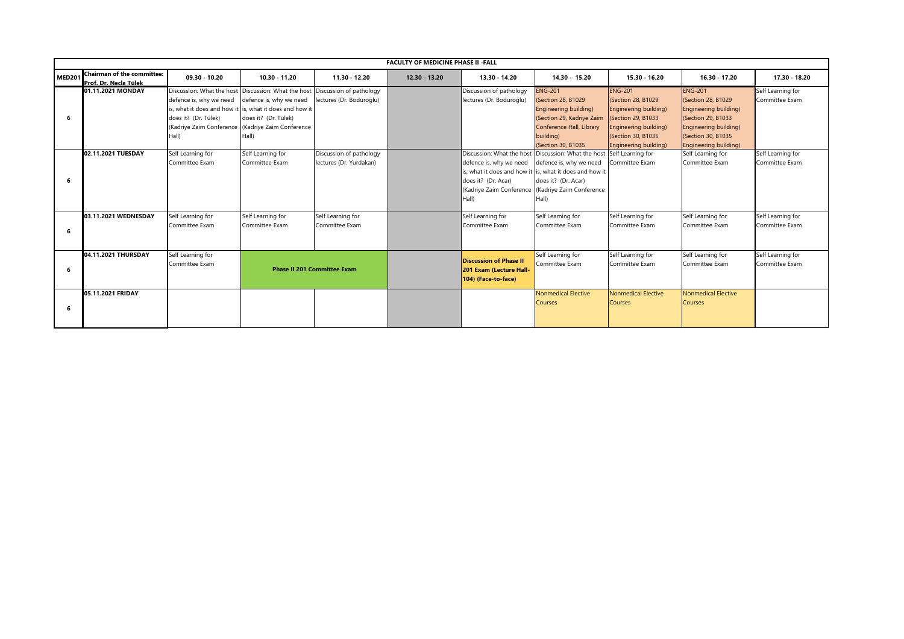**FACULTY OF MEDICINE PHASE II -FALL**

| MED201 | Chairman of the committee: Prof. Dr. Necla Tülek | 09.30 - 10.20 | 10.30 - 11.20 | 11.30 - 12.20 | 12.30 - 13.20 | 13.30 - 14.20 | 14.30 - 15.20 | 15.30 - 16.20 | 16.30 - 17.20 | 17.30 - 18.20 |
|---|---|---|---|---|---|---|---|---|---|---|
| 6 | 01.11.2021 MONDAY | Discussion: What the host defence is, why we need is, what it does and how it does it? (Dr. Tülek) (Kadriye Zaim Conference Hall) | Discussion: What the host defence is, why we need is, what it does and how it does it? (Dr. Tülek) (Kadriye Zaim Conference Hall) | Discussion of pathology lectures (Dr. Boduroğlu) | | Discussion of pathology lectures (Dr. Boduroğlu) | ENG-201 (Section 28, B1029 Engineering building) (Section 29, Kadriye Zaim Conference Hall, Library building) (Section 30, B1035 | ENG-201 (Section 28, B1029 Engineering building) (Section 29, B1033 Engineering building) (Section 30, B1035 Engineering building) | ENG-201 (Section 28, B1029 Engineering building) (Section 29, B1033 Engineering building) (Section 30, B1035 Engineering building) | Self Learning for Committee Exam |
| 6 | 02.11.2021 TUESDAY | Self Learning for Committee Exam | Self Learning for Committee Exam | Discussion of pathology lectures (Dr. Yurdakan) | | Discussion: What the host defence is, why we need is, what it does and how it does it? (Dr. Acar) (Kadriye Zaim Conference Hall) | Discussion: What the host defence is, why we need is, what it does and how it does it? (Dr. Acar) (Kadriye Zaim Conference Hall) | Self Learning for Committee Exam | Self Learning for Committee Exam | Self Learning for Committee Exam |
| 6 | 03.11.2021 WEDNESDAY | Self Learning for Committee Exam | Self Learning for Committee Exam | Self Learning for Committee Exam | | Self Learning for Committee Exam | Self Learning for Committee Exam | Self Learning for Committee Exam | Self Learning for Committee Exam | Self Learning for Committee Exam |
| 6 | 04.11.2021 THURSDAY | Self Learning for Committee Exam | **Phase II 201 Committee Exam** | | | **Discussion of Phase II 201 Exam (Lecture Hall-104) (Face-to-face)** | Self Learning for Committee Exam | Self Learning for Committee Exam | Self Learning for Committee Exam | Self Learning for Committee Exam |
| 6 | 05.11.2021 FRIDAY | | | | | | Nonmedical Elective Courses | Nonmedical Elective Courses | Nonmedical Elective Courses | |